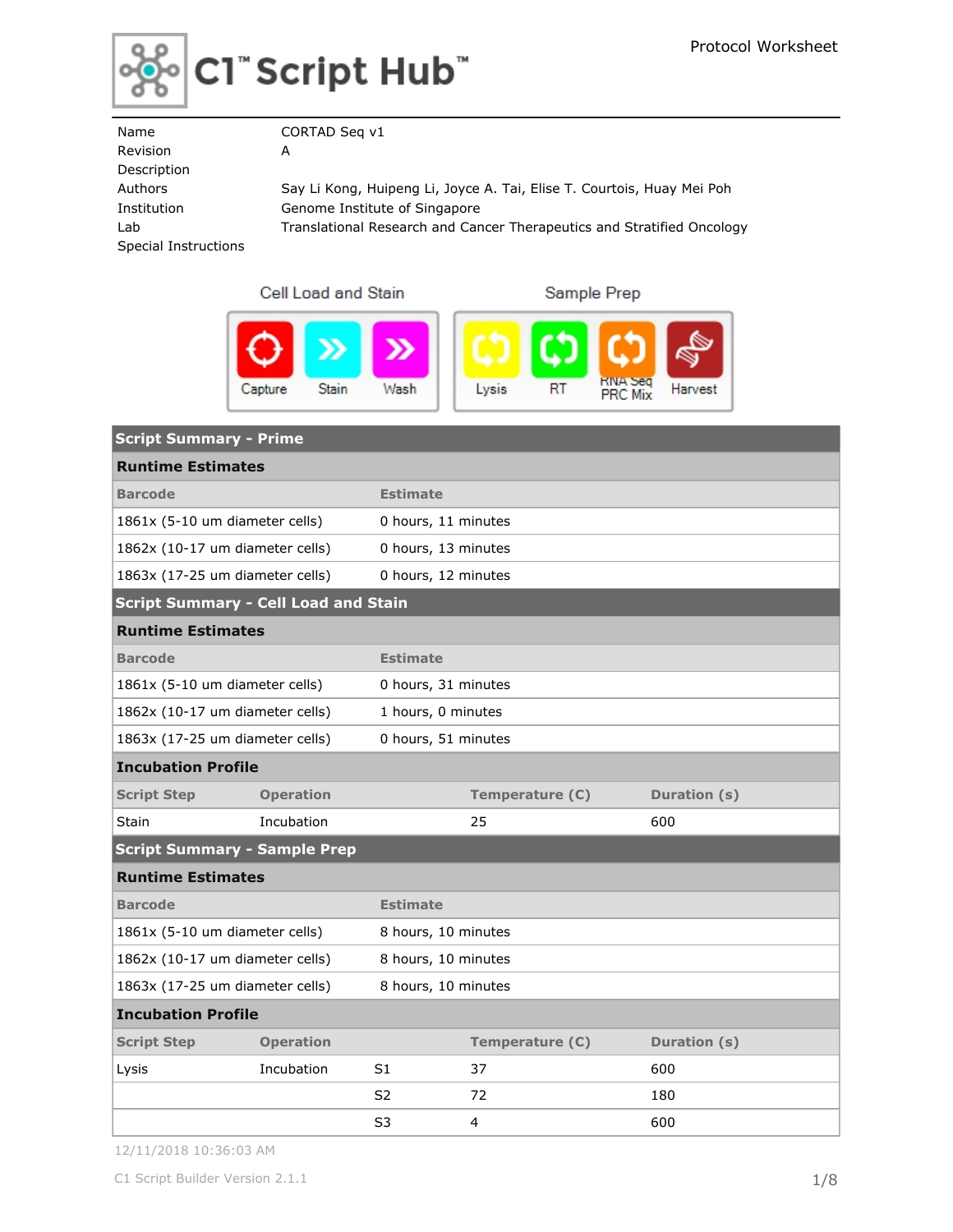# C1™ Script Hub™

Protocol Worksheet

| | |
|---|---|
| Name | CORTAD Seq v1 |
| Revision | A |
| Description | |
| Authors | Say Li Kong, Huipeng Li, Joyce A. Tai, Elise T. Courtois, Huay Mei Poh |
| Institution | Genome Institute of Singapore |
| Lab | Translational Research and Cancer Therapeutics and Stratified Oncology |
| Special Instructions | |

**Cell Load and Stain**: Capture, Stain, Wash

**Sample Prep**: Lysis, RT, RNA Seq PRC Mix, Harvest

## Script Summary - Prime

### Runtime Estimates

| Barcode | Estimate |
|---|---|
| 1861x (5-10 um diameter cells) | 0 hours, 11 minutes |
| 1862x (10-17 um diameter cells) | 0 hours, 13 minutes |
| 1863x (17-25 um diameter cells) | 0 hours, 12 minutes |

## Script Summary - Cell Load and Stain

### Runtime Estimates

| Barcode | Estimate |
|---|---|
| 1861x (5-10 um diameter cells) | 0 hours, 31 minutes |
| 1862x (10-17 um diameter cells) | 1 hours, 0 minutes |
| 1863x (17-25 um diameter cells) | 0 hours, 51 minutes |

### Incubation Profile

| Script Step | Operation | Temperature (C) | Duration (s) |
|---|---|---|---|
| Stain | Incubation | 25 | 600 |

## Script Summary - Sample Prep

### Runtime Estimates

| Barcode | Estimate |
|---|---|
| 1861x (5-10 um diameter cells) | 8 hours, 10 minutes |
| 1862x (10-17 um diameter cells) | 8 hours, 10 minutes |
| 1863x (17-25 um diameter cells) | 8 hours, 10 minutes |

### Incubation Profile

| Script Step | Operation | | Temperature (C) | Duration (s) |
|---|---|---|---|---|
| Lysis | Incubation | S1 | 37 | 600 |
| | | S2 | 72 | 180 |
| | | S3 | 4 | 600 |

12/11/2018 10:36:03 AM

C1 Script Builder Version 2.1.1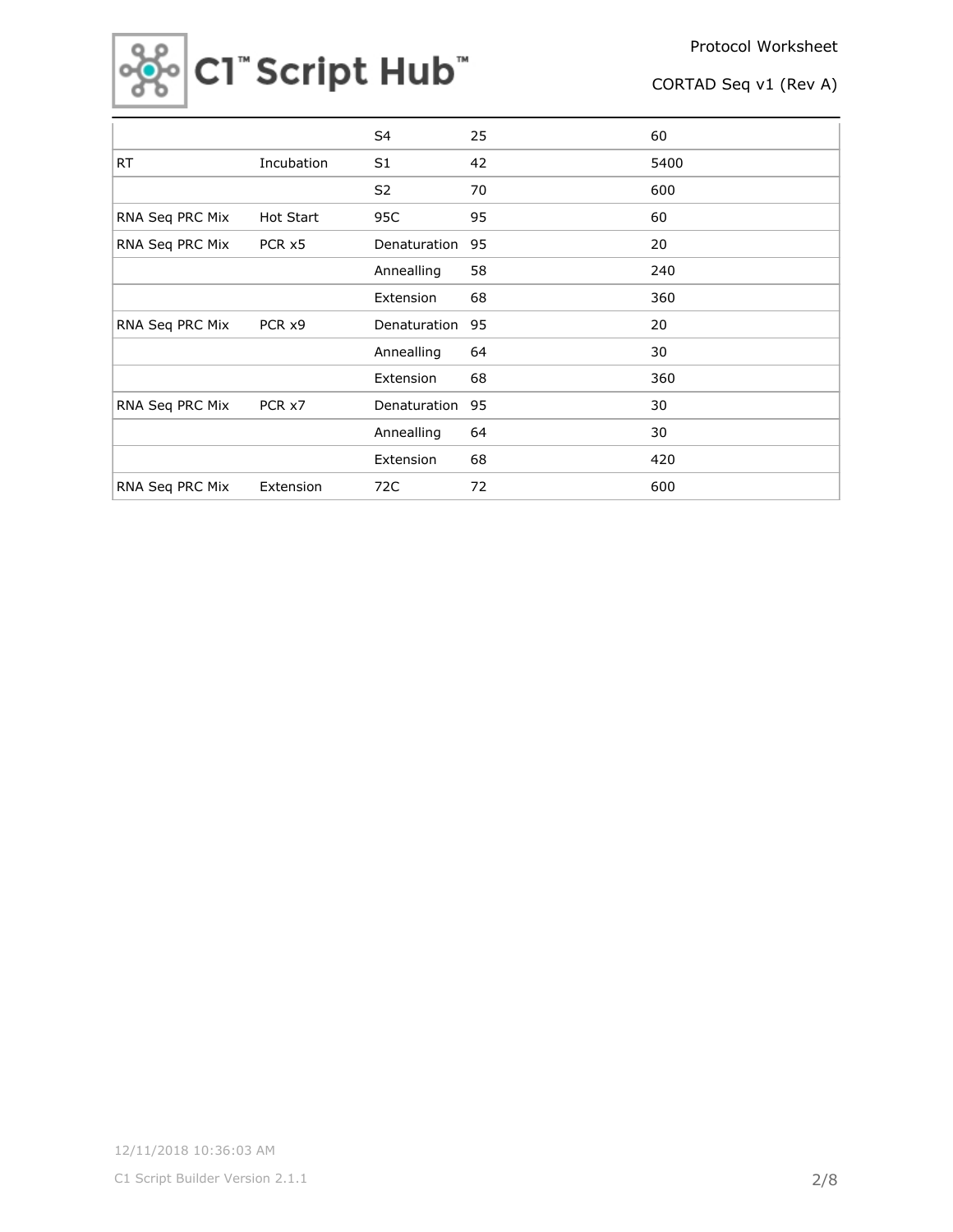| | | | | |
|---|---|---|---|---|
| | | S4 | 25 | 60 |
| RT | Incubation | S1 | 42 | 5400 |
| | | S2 | 70 | 600 |
| RNA Seq PRC Mix | Hot Start | 95C | 95 | 60 |
| RNA Seq PRC Mix | PCR x5 | Denaturation | 95 | 20 |
| | | Annealling | 58 | 240 |
| | | Extension | 68 | 360 |
| RNA Seq PRC Mix | PCR x9 | Denaturation | 95 | 20 |
| | | Annealling | 64 | 30 |
| | | Extension | 68 | 360 |
| RNA Seq PRC Mix | PCR x7 | Denaturation | 95 | 30 |
| | | Annealling | 64 | 30 |
| | | Extension | 68 | 420 |
| RNA Seq PRC Mix | Extension | 72C | 72 | 600 |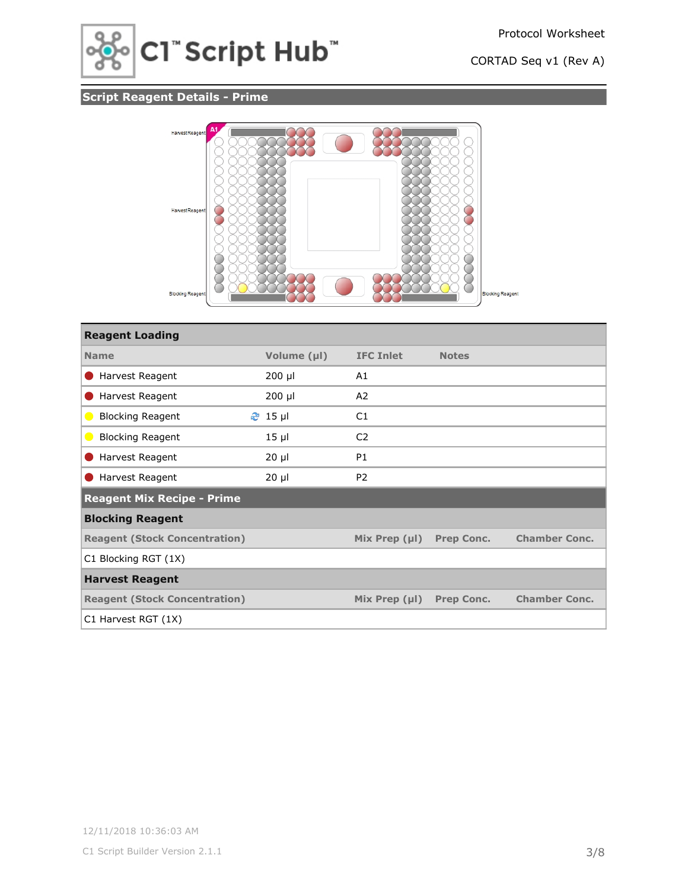## Script Reagent Details - Prime

Harvest Reagent

Harvest Reagent

Blocking Reagent

Blocking Reagent

| Reagent Loading | | | |
|---|---|---|---|
| **Name** | **Volume (µl)** | **IFC Inlet** | **Notes** |
| Harvest Reagent | 200 µl | A1 | |
| Harvest Reagent | 200 µl | A2 | |
| Blocking Reagent | 15 µl | C1 | |
| Blocking Reagent | 15 µl | C2 | |
| Harvest Reagent | 20 µl | P1 | |
| Harvest Reagent | 20 µl | P2 | |

### Reagent Mix Recipe - Prime

#### Blocking Reagent

| Reagent (Stock Concentration) | Mix Prep (µl) | Prep Conc. | Chamber Conc. |
|---|---|---|---|
| C1 Blocking RGT (1X) | | | |

#### Harvest Reagent

| Reagent (Stock Concentration) | Mix Prep (µl) | Prep Conc. | Chamber Conc. |
|---|---|---|---|
| C1 Harvest RGT (1X) | | | |

12/11/2018 10:36:03 AM

C1 Script Builder Version 2.1.1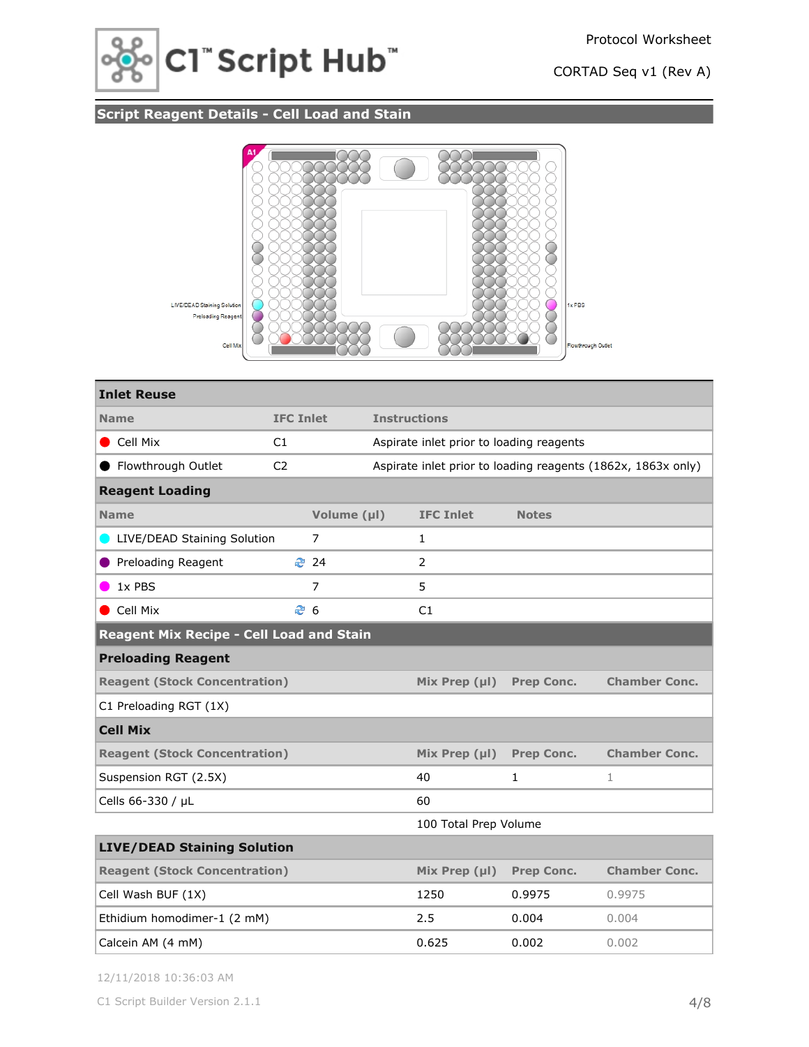## Script Reagent Details - Cell Load and Stain

LIVE/DEAD Staining Solution

Preloading Reagent

Cell Mix

1x PBS

Flowthrough Outlet

### Inlet Reuse

| Name | IFC Inlet | Instructions |
|---|---|---|
| Cell Mix | C1 | Aspirate inlet prior to loading reagents |
| Flowthrough Outlet | C2 | Aspirate inlet prior to loading reagents (1862x, 1863x only) |

### Reagent Loading

| Name | Volume (µl) | IFC Inlet | Notes |
|---|---|---|---|
| LIVE/DEAD Staining Solution | 7 | 1 | |
| Preloading Reagent | 24 | 2 | |
| 1x PBS | 7 | 5 | |
| Cell Mix | 6 | C1 | |

## Reagent Mix Recipe - Cell Load and Stain

### Preloading Reagent

| Reagent (Stock Concentration) | Mix Prep (µl) | Prep Conc. | Chamber Conc. |
|---|---|---|---|
| C1 Preloading RGT (1X) | | | |

### Cell Mix

| Reagent (Stock Concentration) | Mix Prep (µl) | Prep Conc. | Chamber Conc. |
|---|---|---|---|
| Suspension RGT (2.5X) | 40 | 1 | 1 |
| Cells 66-330 / µL | 60 | | |
| | 100 Total Prep Volume | | |

### LIVE/DEAD Staining Solution

| Reagent (Stock Concentration) | Mix Prep (µl) | Prep Conc. | Chamber Conc. |
|---|---|---|---|
| Cell Wash BUF (1X) | 1250 | 0.9975 | 0.9975 |
| Ethidium homodimer-1 (2 mM) | 2.5 | 0.004 | 0.004 |
| Calcein AM (4 mM) | 0.625 | 0.002 | 0.002 |

12/11/2018 10:36:03 AM

C1 Script Builder Version 2.1.1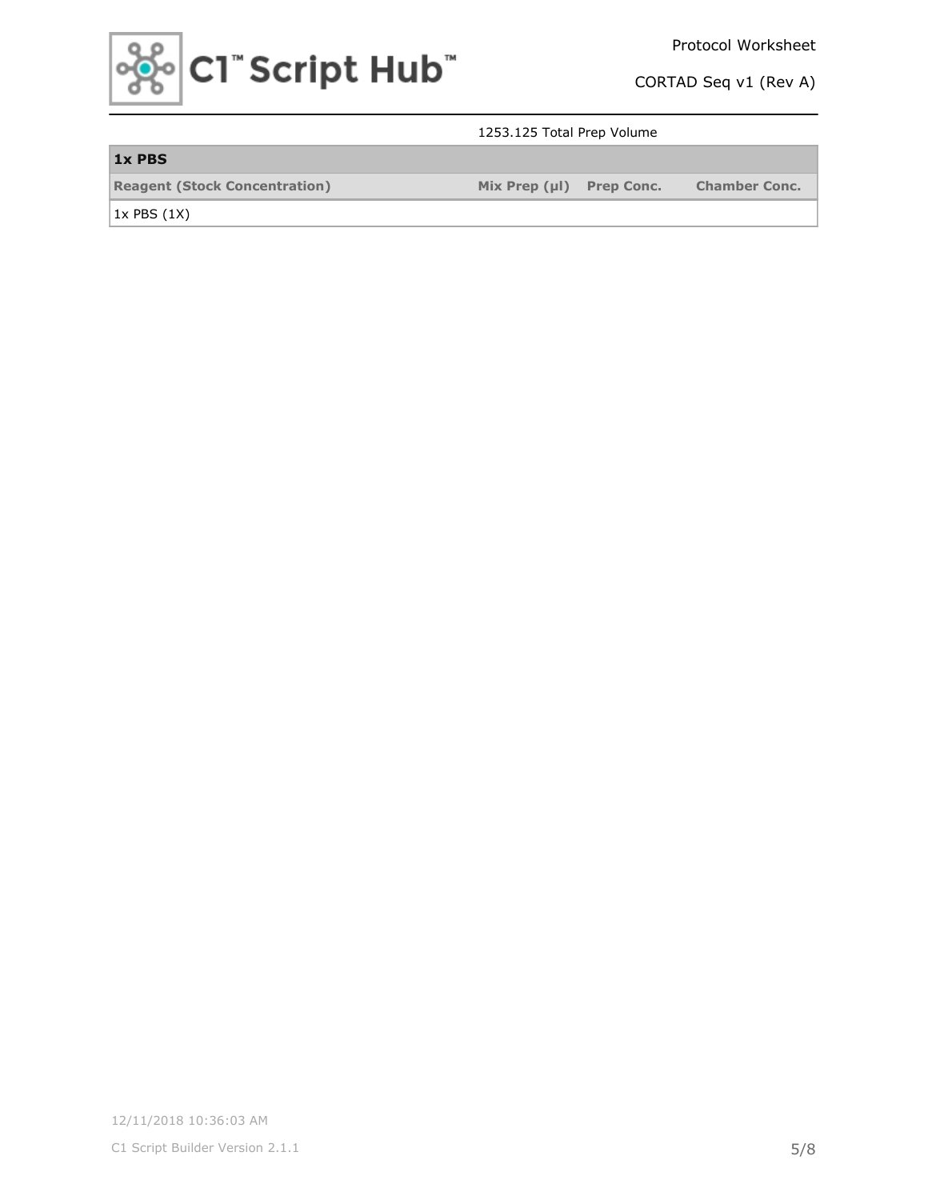1253.125 Total Prep Volume

| 1x PBS | | | |
| --- | --- | --- | --- |
| **Reagent (Stock Concentration)** | **Mix Prep (µl)** | **Prep Conc.** | **Chamber Conc.** |
| 1x PBS (1X) | | | |

12/11/2018 10:36:03 AM

C1 Script Builder Version 2.1.1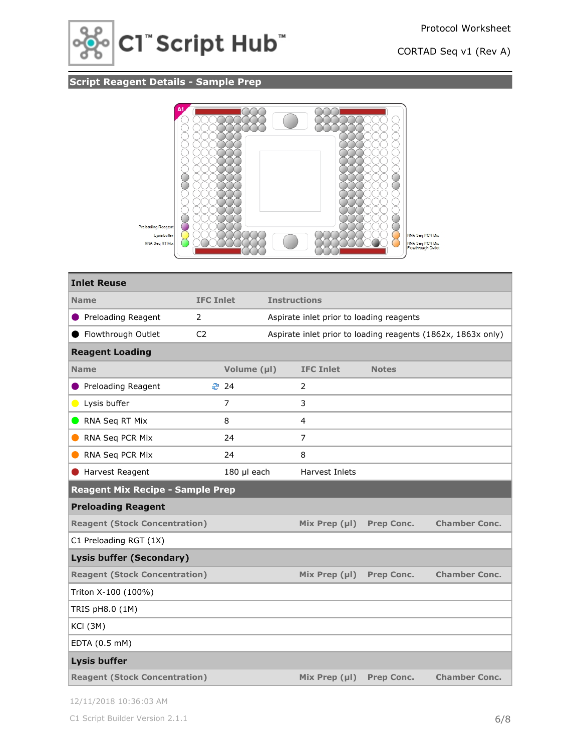## Script Reagent Details - Sample Prep

Preloading Reagent
Lysis buffer
RNA Seq RT Mix
RNA Seq PCR Mix
RNA Seq PCR Mix
Flowthrough Outlet

### Inlet Reuse

| Name | IFC Inlet | Instructions |
|---|---|---|
| Preloading Reagent | 2 | Aspirate inlet prior to loading reagents |
| Flowthrough Outlet | C2 | Aspirate inlet prior to loading reagents (1862x, 1863x only) |

### Reagent Loading

| Name | Volume (µl) | IFC Inlet | Notes |
|---|---|---|---|
| Preloading Reagent | 24 | 2 | |
| Lysis buffer | 7 | 3 | |
| RNA Seq RT Mix | 8 | 4 | |
| RNA Seq PCR Mix | 24 | 7 | |
| RNA Seq PCR Mix | 24 | 8 | |
| Harvest Reagent | 180 µl each | Harvest Inlets | |

## Reagent Mix Recipe - Sample Prep

### Preloading Reagent

| Reagent (Stock Concentration) | Mix Prep (µl) | Prep Conc. | Chamber Conc. |
|---|---|---|---|
| C1 Preloading RGT (1X) | | | |

### Lysis buffer (Secondary)

| Reagent (Stock Concentration) | Mix Prep (µl) | Prep Conc. | Chamber Conc. |
|---|---|---|---|
| Triton X-100 (100%) | | | |
| TRIS pH8.0 (1M) | | | |
| KCl (3M) | | | |
| EDTA (0.5 mM) | | | |

### Lysis buffer

| Reagent (Stock Concentration) | Mix Prep (µl) | Prep Conc. | Chamber Conc. |
|---|---|---|---|

12/11/2018 10:36:03 AM

C1 Script Builder Version 2.1.1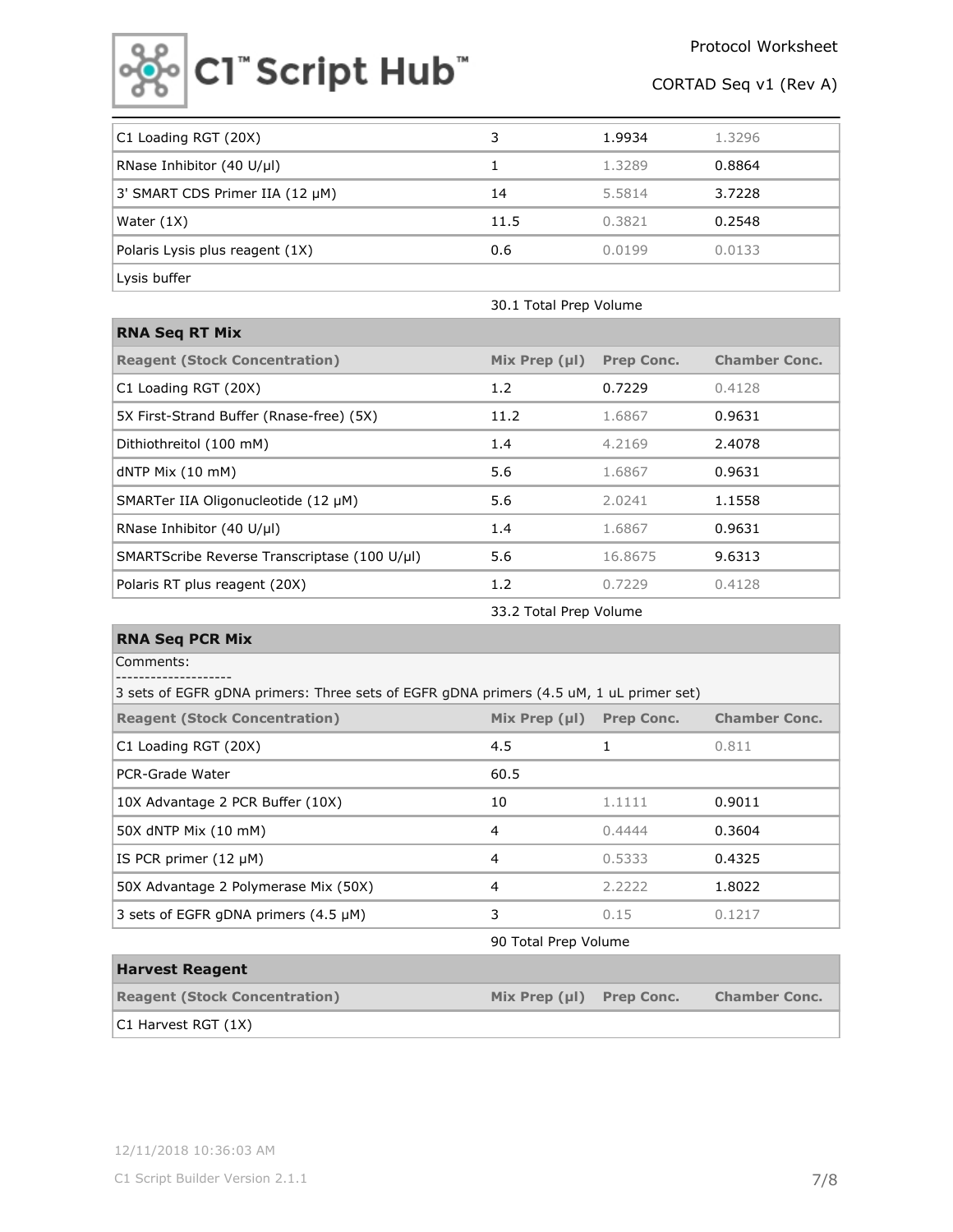| | | | |
|---|---|---|---|
| C1 Loading RGT (20X) | 3 | 1.9934 | 1.3296 |
| RNase Inhibitor (40 U/µl) | 1 | 1.3289 | 0.8864 |
| 3' SMART CDS Primer IIA (12 µM) | 14 | 5.5814 | 3.7228 |
| Water (1X) | 11.5 | 0.3821 | 0.2548 |
| Polaris Lysis plus reagent (1X) | 0.6 | 0.0199 | 0.0133 |
| Lysis buffer | | | |

30.1 Total Prep Volume

## RNA Seq RT Mix

| Reagent (Stock Concentration) | Mix Prep (µl) | Prep Conc. | Chamber Conc. |
|---|---|---|---|
| C1 Loading RGT (20X) | 1.2 | 0.7229 | 0.4128 |
| 5X First-Strand Buffer (Rnase-free) (5X) | 11.2 | 1.6867 | 0.9631 |
| Dithiothreitol (100 mM) | 1.4 | 4.2169 | 2.4078 |
| dNTP Mix (10 mM) | 5.6 | 1.6867 | 0.9631 |
| SMARTer IIA Oligonucleotide (12 µM) | 5.6 | 2.0241 | 1.1558 |
| RNase Inhibitor (40 U/µl) | 1.4 | 1.6867 | 0.9631 |
| SMARTScribe Reverse Transcriptase (100 U/µl) | 5.6 | 16.8675 | 9.6313 |
| Polaris RT plus reagent (20X) | 1.2 | 0.7229 | 0.4128 |

33.2 Total Prep Volume

## RNA Seq PCR Mix

Comments:
--------------------
3 sets of EGFR gDNA primers: Three sets of EGFR gDNA primers (4.5 uM, 1 uL primer set)

| Reagent (Stock Concentration) | Mix Prep (µl) | Prep Conc. | Chamber Conc. |
|---|---|---|---|
| C1 Loading RGT (20X) | 4.5 | 1 | 0.811 |
| PCR-Grade Water | 60.5 | | |
| 10X Advantage 2 PCR Buffer (10X) | 10 | 1.1111 | 0.9011 |
| 50X dNTP Mix (10 mM) | 4 | 0.4444 | 0.3604 |
| IS PCR primer (12 µM) | 4 | 0.5333 | 0.4325 |
| 50X Advantage 2 Polymerase Mix (50X) | 4 | 2.2222 | 1.8022 |
| 3 sets of EGFR gDNA primers (4.5 µM) | 3 | 0.15 | 0.1217 |

90 Total Prep Volume

## Harvest Reagent

| Reagent (Stock Concentration) | Mix Prep (µl) | Prep Conc. | Chamber Conc. |
|---|---|---|---|
| C1 Harvest RGT (1X) | | | |

12/11/2018 10:36:03 AM

C1 Script Builder Version 2.1.1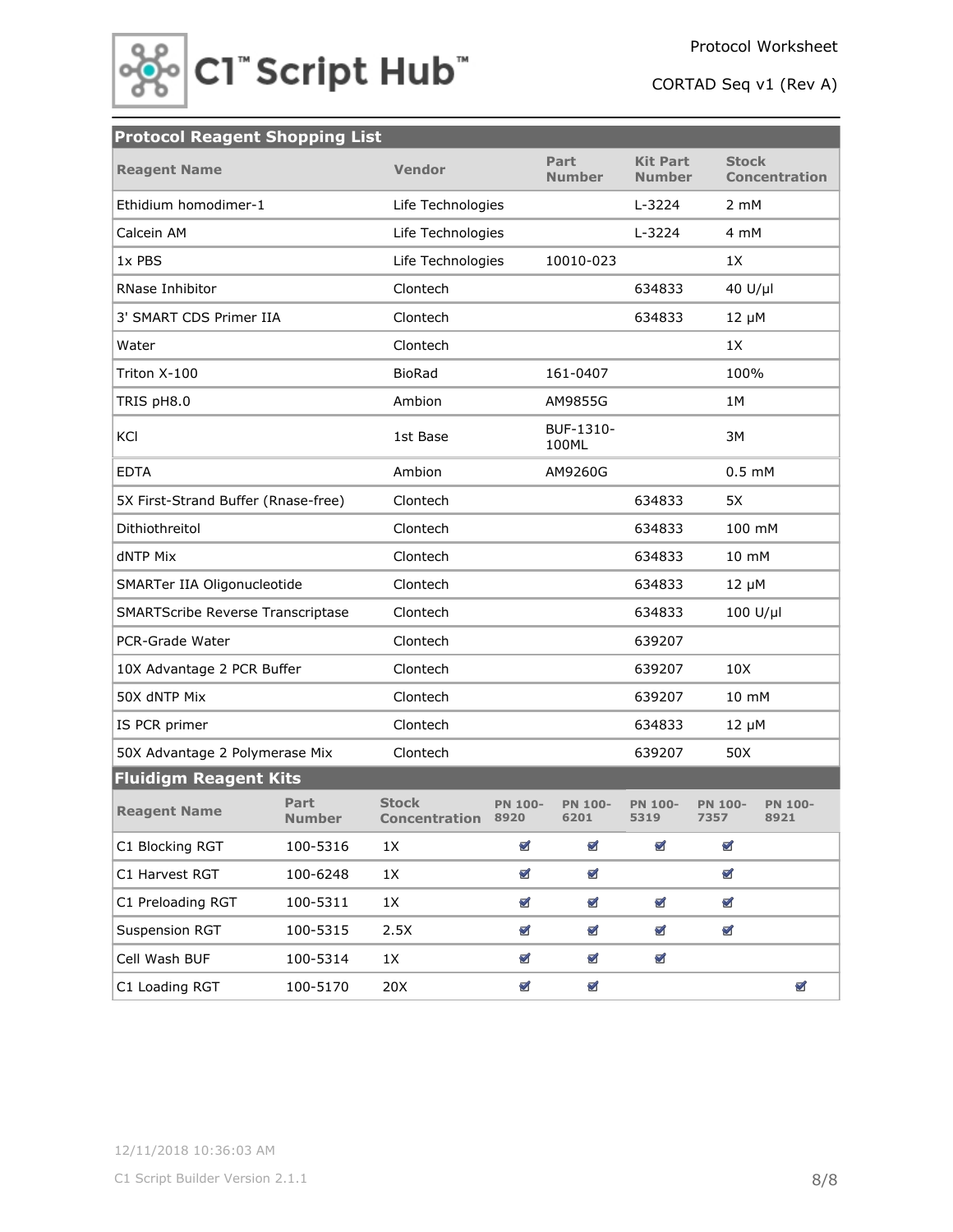## Protocol Reagent Shopping List

| Reagent Name | Vendor | Part Number | Kit Part Number | Stock Concentration |
|---|---|---|---|---|
| Ethidium homodimer-1 | Life Technologies | | L-3224 | 2 mM |
| Calcein AM | Life Technologies | | L-3224 | 4 mM |
| 1x PBS | Life Technologies | 10010-023 | | 1X |
| RNase Inhibitor | Clontech | | 634833 | 40 U/µl |
| 3' SMART CDS Primer IIA | Clontech | | 634833 | 12 µM |
| Water | Clontech | | | 1X |
| Triton X-100 | BioRad | 161-0407 | | 100% |
| TRIS pH8.0 | Ambion | AM9855G | | 1M |
| KCl | 1st Base | BUF-1310-100ML | | 3M |
| EDTA | Ambion | AM9260G | | 0.5 mM |
| 5X First-Strand Buffer (Rnase-free) | Clontech | | 634833 | 5X |
| Dithiothreitol | Clontech | | 634833 | 100 mM |
| dNTP Mix | Clontech | | 634833 | 10 mM |
| SMARTer IIA Oligonucleotide | Clontech | | 634833 | 12 µM |
| SMARTScribe Reverse Transcriptase | Clontech | | 634833 | 100 U/µl |
| PCR-Grade Water | Clontech | | 639207 | |
| 10X Advantage 2 PCR Buffer | Clontech | | 639207 | 10X |
| 50X dNTP Mix | Clontech | | 639207 | 10 mM |
| IS PCR primer | Clontech | | 634833 | 12 µM |
| 50X Advantage 2 Polymerase Mix | Clontech | | 639207 | 50X |

## Fluidigm Reagent Kits

| Reagent Name | Part Number | Stock Concentration | PN 100-8920 | PN 100-6201 | PN 100-5319 | PN 100-7357 | PN 100-8921 |
|---|---|---|---|---|---|---|---|
| C1 Blocking RGT | 100-5316 | 1X | ✓ | ✓ | ✓ | ✓ | |
| C1 Harvest RGT | 100-6248 | 1X | ✓ | ✓ | | ✓ | |
| C1 Preloading RGT | 100-5311 | 1X | ✓ | ✓ | ✓ | ✓ | |
| Suspension RGT | 100-5315 | 2.5X | ✓ | ✓ | ✓ | ✓ | |
| Cell Wash BUF | 100-5314 | 1X | ✓ | ✓ | ✓ | | |
| C1 Loading RGT | 100-5170 | 20X | ✓ | ✓ | | | ✓ |

12/11/2018 10:36:03 AM

C1 Script Builder Version 2.1.1